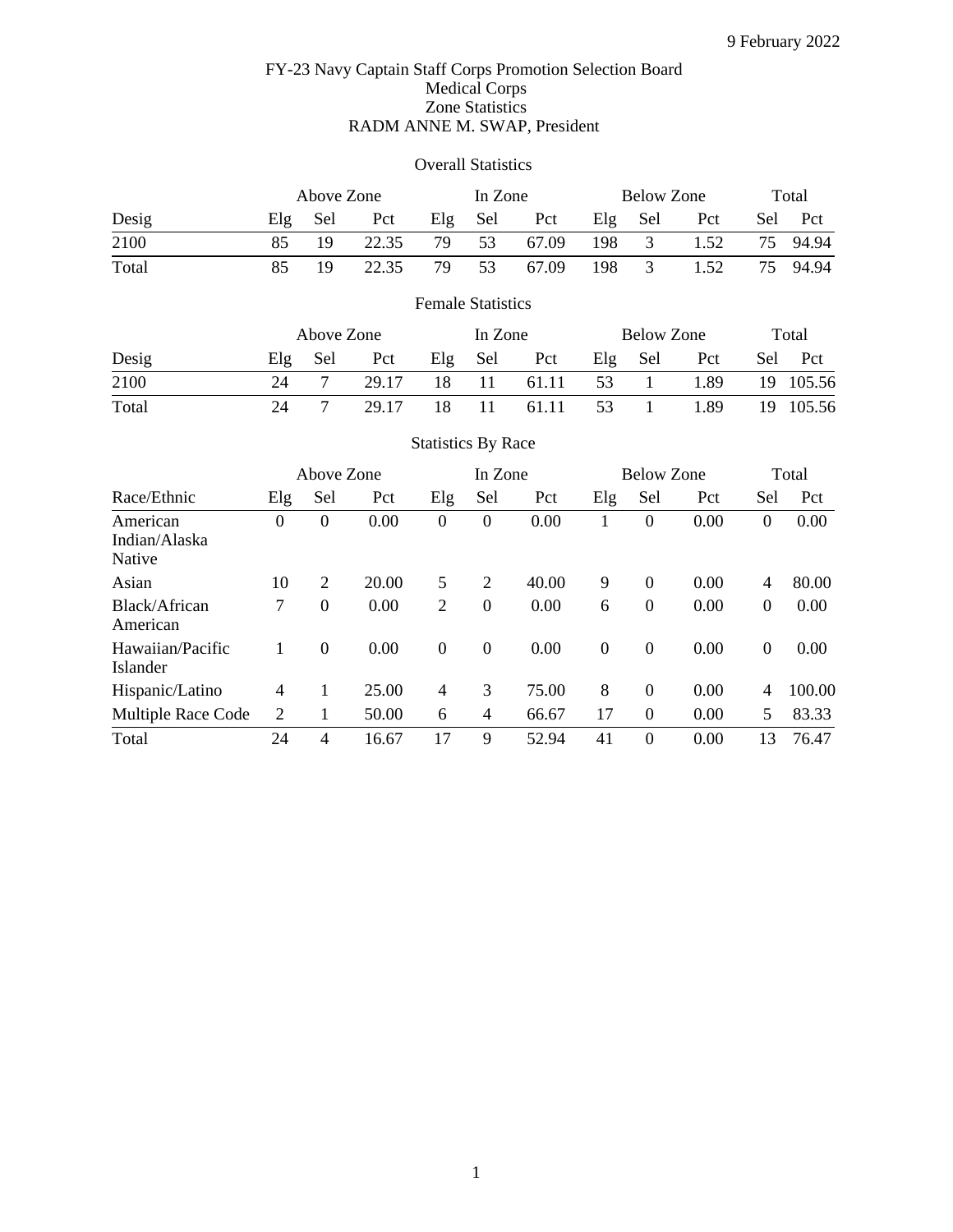9 February 2022

# FY-23 Navy Captain Staff Corps Promotion Selection Board
## Medical Corps
## Zone Statistics
## RADM ANNE M. SWAP, President

### Overall Statistics

| | Above Zone | | | In Zone | | | Below Zone | | | Total | |
|---|---|---|---|---|---|---|---|---|---|---|---|
| Desig | Elg | Sel | Pct | Elg | Sel | Pct | Elg | Sel | Pct | Sel | Pct |
| 2100 | 85 | 19 | 22.35 | 79 | 53 | 67.09 | 198 | 3 | 1.52 | 75 | 94.94 |
| Total | 85 | 19 | 22.35 | 79 | 53 | 67.09 | 198 | 3 | 1.52 | 75 | 94.94 |

### Female Statistics

| | Above Zone | | | In Zone | | | Below Zone | | | Total | |
|---|---|---|---|---|---|---|---|---|---|---|---|
| Desig | Elg | Sel | Pct | Elg | Sel | Pct | Elg | Sel | Pct | Sel | Pct |
| 2100 | 24 | 7 | 29.17 | 18 | 11 | 61.11 | 53 | 1 | 1.89 | 19 | 105.56 |
| Total | 24 | 7 | 29.17 | 18 | 11 | 61.11 | 53 | 1 | 1.89 | 19 | 105.56 |

### Statistics By Race

| | Above Zone | | | In Zone | | | Below Zone | | | Total | |
|---|---|---|---|---|---|---|---|---|---|---|---|
| Race/Ethnic | Elg | Sel | Pct | Elg | Sel | Pct | Elg | Sel | Pct | Sel | Pct |
| American Indian/Alaska Native | 0 | 0 | 0.00 | 0 | 0 | 0.00 | 1 | 0 | 0.00 | 0 | 0.00 |
| Asian | 10 | 2 | 20.00 | 5 | 2 | 40.00 | 9 | 0 | 0.00 | 4 | 80.00 |
| Black/African American | 7 | 0 | 0.00 | 2 | 0 | 0.00 | 6 | 0 | 0.00 | 0 | 0.00 |
| Hawaiian/Pacific Islander | 1 | 0 | 0.00 | 0 | 0 | 0.00 | 0 | 0 | 0.00 | 0 | 0.00 |
| Hispanic/Latino | 4 | 1 | 25.00 | 4 | 3 | 75.00 | 8 | 0 | 0.00 | 4 | 100.00 |
| Multiple Race Code | 2 | 1 | 50.00 | 6 | 4 | 66.67 | 17 | 0 | 0.00 | 5 | 83.33 |
| Total | 24 | 4 | 16.67 | 17 | 9 | 52.94 | 41 | 0 | 0.00 | 13 | 76.47 |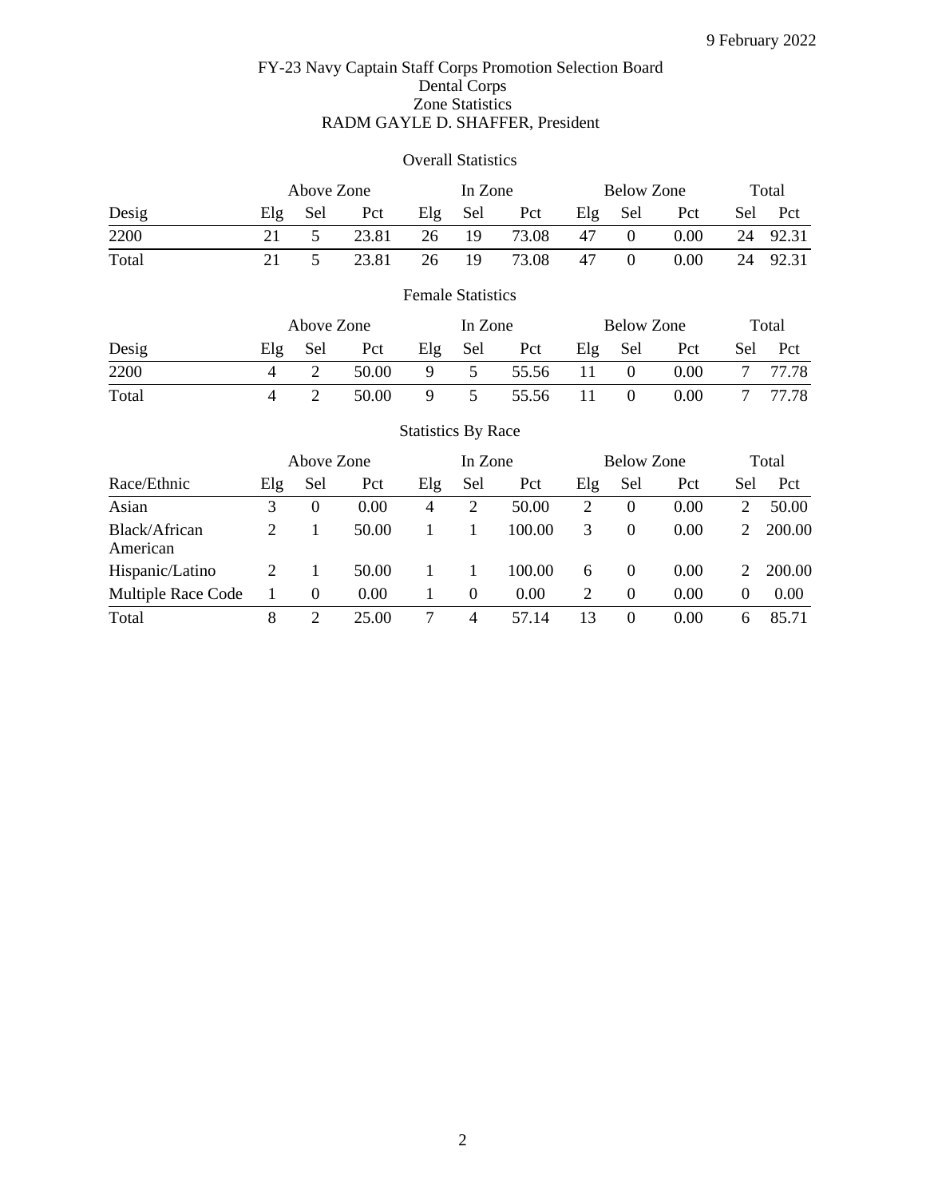9 February 2022

# FY-23 Navy Captain Staff Corps Promotion Selection Board
## Dental Corps
## Zone Statistics
## RADM GAYLE D. SHAFFER, President

### Overall Statistics

| | Above Zone | | | In Zone | | | Below Zone | | | Total | |
|---|---|---|---|---|---|---|---|---|---|---|---|
| Desig | Elg | Sel | Pct | Elg | Sel | Pct | Elg | Sel | Pct | Sel | Pct |
| 2200 | 21 | 5 | 23.81 | 26 | 19 | 73.08 | 47 | 0 | 0.00 | 24 | 92.31 |
| Total | 21 | 5 | 23.81 | 26 | 19 | 73.08 | 47 | 0 | 0.00 | 24 | 92.31 |

### Female Statistics

| | Above Zone | | | In Zone | | | Below Zone | | | Total | |
|---|---|---|---|---|---|---|---|---|---|---|---|
| Desig | Elg | Sel | Pct | Elg | Sel | Pct | Elg | Sel | Pct | Sel | Pct |
| 2200 | 4 | 2 | 50.00 | 9 | 5 | 55.56 | 11 | 0 | 0.00 | 7 | 77.78 |
| Total | 4 | 2 | 50.00 | 9 | 5 | 55.56 | 11 | 0 | 0.00 | 7 | 77.78 |

### Statistics By Race

| | Above Zone | | | In Zone | | | Below Zone | | | Total | |
|---|---|---|---|---|---|---|---|---|---|---|---|
| Race/Ethnic | Elg | Sel | Pct | Elg | Sel | Pct | Elg | Sel | Pct | Sel | Pct |
| Asian | 3 | 0 | 0.00 | 4 | 2 | 50.00 | 2 | 0 | 0.00 | 2 | 50.00 |
| Black/African American | 2 | 1 | 50.00 | 1 | 1 | 100.00 | 3 | 0 | 0.00 | 2 | 200.00 |
| Hispanic/Latino | 2 | 1 | 50.00 | 1 | 1 | 100.00 | 6 | 0 | 0.00 | 2 | 200.00 |
| Multiple Race Code | 1 | 0 | 0.00 | 1 | 0 | 0.00 | 2 | 0 | 0.00 | 0 | 0.00 |
| Total | 8 | 2 | 25.00 | 7 | 4 | 57.14 | 13 | 0 | 0.00 | 6 | 85.71 |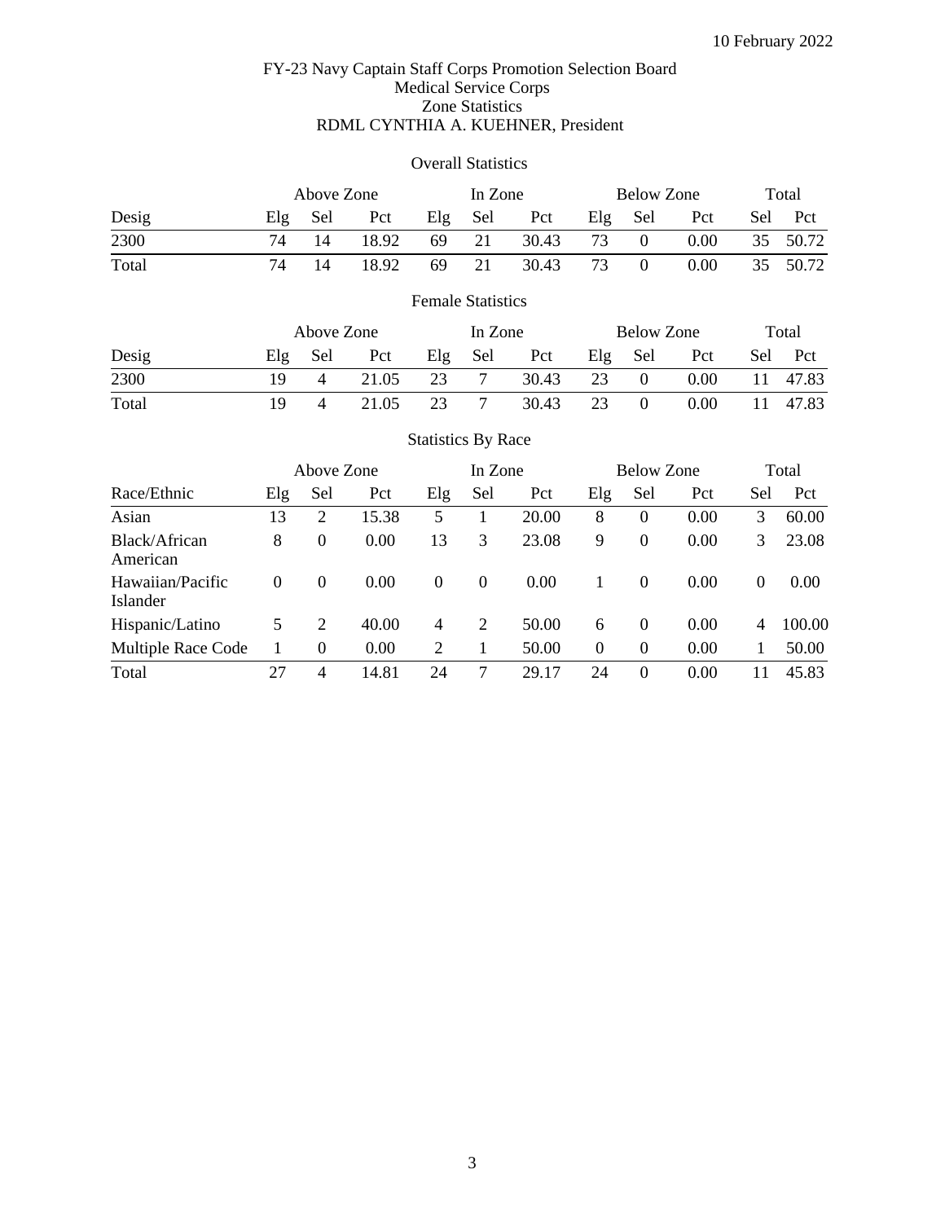10 February 2022

FY-23 Navy Captain Staff Corps Promotion Selection Board
Medical Service Corps
Zone Statistics
RDML CYNTHIA A. KUEHNER, President

Overall Statistics

| | Above Zone | | | In Zone | | | Below Zone | | | Total | |
|---|---|---|---|---|---|---|---|---|---|---|---|
| Desig | Elg | Sel | Pct | Elg | Sel | Pct | Elg | Sel | Pct | Sel | Pct |
| 2300 | 74 | 14 | 18.92 | 69 | 21 | 30.43 | 73 | 0 | 0.00 | 35 | 50.72 |
| Total | 74 | 14 | 18.92 | 69 | 21 | 30.43 | 73 | 0 | 0.00 | 35 | 50.72 |

Female Statistics

| | Above Zone | | | In Zone | | | Below Zone | | | Total | |
|---|---|---|---|---|---|---|---|---|---|---|---|
| Desig | Elg | Sel | Pct | Elg | Sel | Pct | Elg | Sel | Pct | Sel | Pct |
| 2300 | 19 | 4 | 21.05 | 23 | 7 | 30.43 | 23 | 0 | 0.00 | 11 | 47.83 |
| Total | 19 | 4 | 21.05 | 23 | 7 | 30.43 | 23 | 0 | 0.00 | 11 | 47.83 |

Statistics By Race

| | Above Zone | | | In Zone | | | Below Zone | | | Total | |
|---|---|---|---|---|---|---|---|---|---|---|---|
| Race/Ethnic | Elg | Sel | Pct | Elg | Sel | Pct | Elg | Sel | Pct | Sel | Pct |
| Asian | 13 | 2 | 15.38 | 5 | 1 | 20.00 | 8 | 0 | 0.00 | 3 | 60.00 |
| Black/African American | 8 | 0 | 0.00 | 13 | 3 | 23.08 | 9 | 0 | 0.00 | 3 | 23.08 |
| Hawaiian/Pacific Islander | 0 | 0 | 0.00 | 0 | 0 | 0.00 | 1 | 0 | 0.00 | 0 | 0.00 |
| Hispanic/Latino | 5 | 2 | 40.00 | 4 | 2 | 50.00 | 6 | 0 | 0.00 | 4 | 100.00 |
| Multiple Race Code | 1 | 0 | 0.00 | 2 | 1 | 50.00 | 0 | 0 | 0.00 | 1 | 50.00 |
| Total | 27 | 4 | 14.81 | 24 | 7 | 29.17 | 24 | 0 | 0.00 | 11 | 45.83 |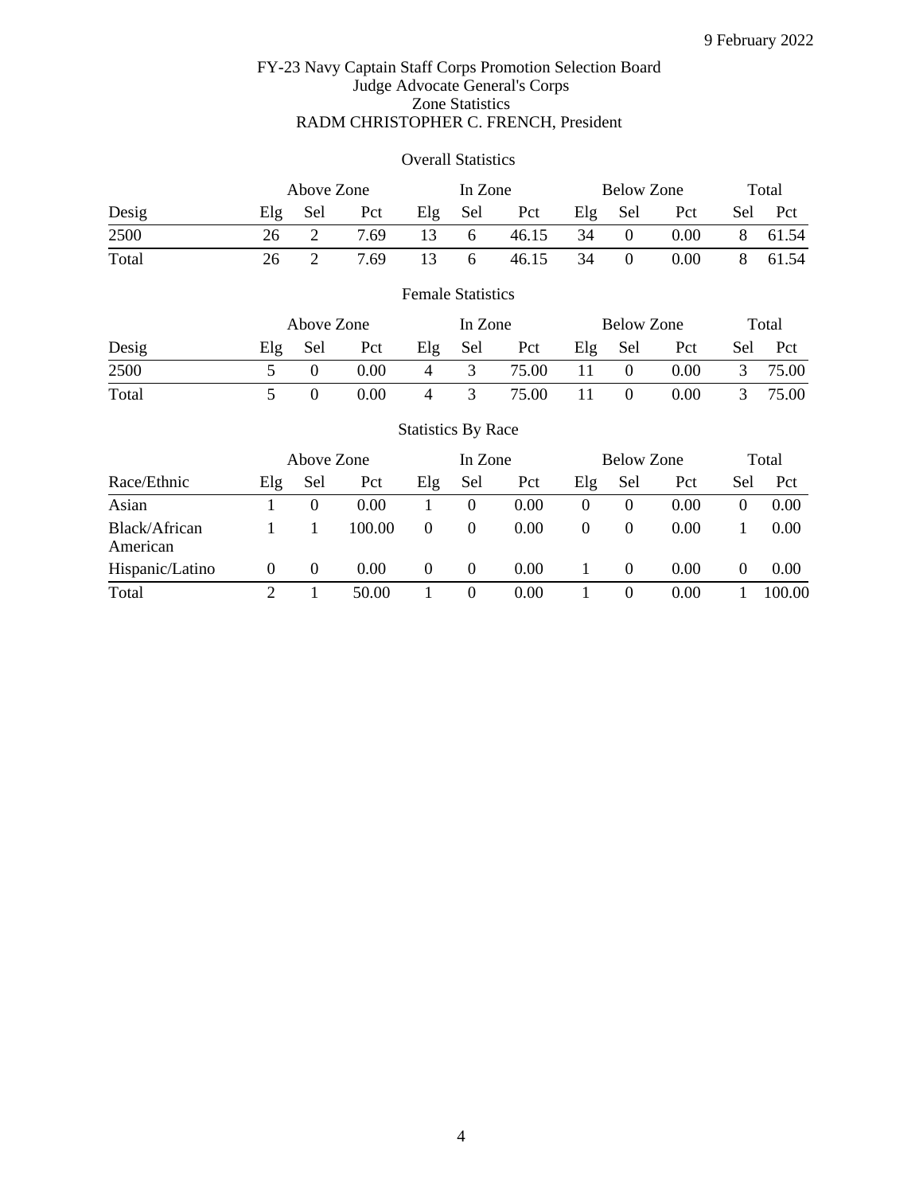9 February 2022

FY-23 Navy Captain Staff Corps Promotion Selection Board
Judge Advocate General's Corps
Zone Statistics
RADM CHRISTOPHER C. FRENCH, President

Overall Statistics

| | Above Zone | | | In Zone | | | Below Zone | | | Total | |
|---|---|---|---|---|---|---|---|---|---|---|---|
| Desig | Elg | Sel | Pct | Elg | Sel | Pct | Elg | Sel | Pct | Sel | Pct |
| 2500 | 26 | 2 | 7.69 | 13 | 6 | 46.15 | 34 | 0 | 0.00 | 8 | 61.54 |
| Total | 26 | 2 | 7.69 | 13 | 6 | 46.15 | 34 | 0 | 0.00 | 8 | 61.54 |

Female Statistics

| | Above Zone | | | In Zone | | | Below Zone | | | Total | |
|---|---|---|---|---|---|---|---|---|---|---|---|
| Desig | Elg | Sel | Pct | Elg | Sel | Pct | Elg | Sel | Pct | Sel | Pct |
| 2500 | 5 | 0 | 0.00 | 4 | 3 | 75.00 | 11 | 0 | 0.00 | 3 | 75.00 |
| Total | 5 | 0 | 0.00 | 4 | 3 | 75.00 | 11 | 0 | 0.00 | 3 | 75.00 |

Statistics By Race

| | Above Zone | | | In Zone | | | Below Zone | | | Total | |
|---|---|---|---|---|---|---|---|---|---|---|---|
| Race/Ethnic | Elg | Sel | Pct | Elg | Sel | Pct | Elg | Sel | Pct | Sel | Pct |
| Asian | 1 | 0 | 0.00 | 1 | 0 | 0.00 | 0 | 0 | 0.00 | 0 | 0.00 |
| Black/African American | 1 | 1 | 100.00 | 0 | 0 | 0.00 | 0 | 0 | 0.00 | 1 | 0.00 |
| Hispanic/Latino | 0 | 0 | 0.00 | 0 | 0 | 0.00 | 1 | 0 | 0.00 | 0 | 0.00 |
| Total | 2 | 1 | 50.00 | 1 | 0 | 0.00 | 1 | 0 | 0.00 | 1 | 100.00 |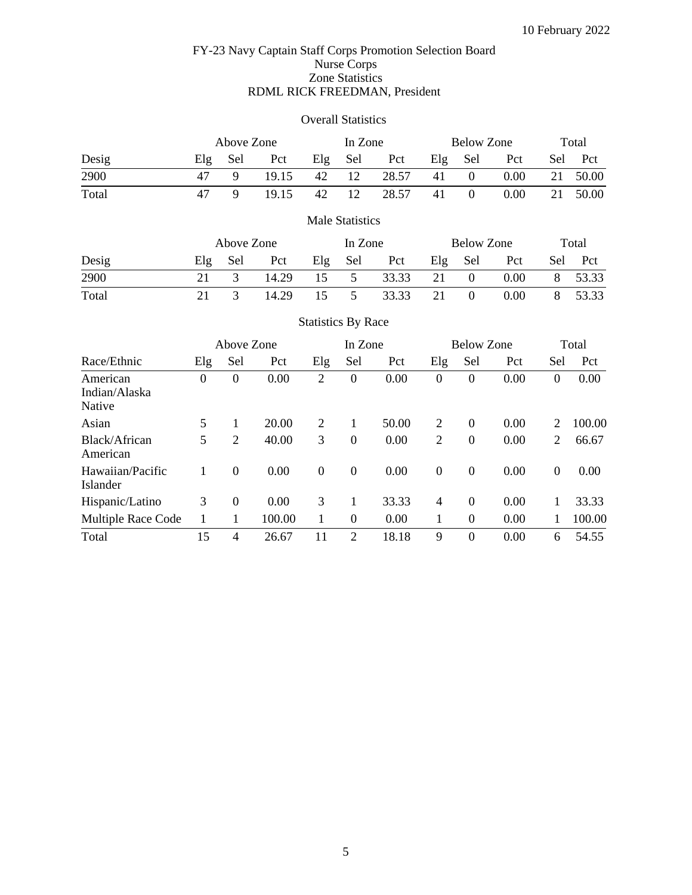10 February 2022

FY-23 Navy Captain Staff Corps Promotion Selection Board
Nurse Corps
Zone Statistics
RDML RICK FREEDMAN, President

## Overall Statistics

| | Above Zone | | | In Zone | | | Below Zone | | | Total | |
|---|---|---|---|---|---|---|---|---|---|---|---|
| Desig | Elg | Sel | Pct | Elg | Sel | Pct | Elg | Sel | Pct | Sel | Pct |
| 2900 | 47 | 9 | 19.15 | 42 | 12 | 28.57 | 41 | 0 | 0.00 | 21 | 50.00 |
| Total | 47 | 9 | 19.15 | 42 | 12 | 28.57 | 41 | 0 | 0.00 | 21 | 50.00 |

## Male Statistics

| | Above Zone | | | In Zone | | | Below Zone | | | Total | |
|---|---|---|---|---|---|---|---|---|---|---|---|
| Desig | Elg | Sel | Pct | Elg | Sel | Pct | Elg | Sel | Pct | Sel | Pct |
| 2900 | 21 | 3 | 14.29 | 15 | 5 | 33.33 | 21 | 0 | 0.00 | 8 | 53.33 |
| Total | 21 | 3 | 14.29 | 15 | 5 | 33.33 | 21 | 0 | 0.00 | 8 | 53.33 |

## Statistics By Race

| | Above Zone | | | In Zone | | | Below Zone | | | Total | |
|---|---|---|---|---|---|---|---|---|---|---|---|
| Race/Ethnic | Elg | Sel | Pct | Elg | Sel | Pct | Elg | Sel | Pct | Sel | Pct |
| American Indian/Alaska Native | 0 | 0 | 0.00 | 2 | 0 | 0.00 | 0 | 0 | 0.00 | 0 | 0.00 |
| Asian | 5 | 1 | 20.00 | 2 | 1 | 50.00 | 2 | 0 | 0.00 | 2 | 100.00 |
| Black/African American | 5 | 2 | 40.00 | 3 | 0 | 0.00 | 2 | 0 | 0.00 | 2 | 66.67 |
| Hawaiian/Pacific Islander | 1 | 0 | 0.00 | 0 | 0 | 0.00 | 0 | 0 | 0.00 | 0 | 0.00 |
| Hispanic/Latino | 3 | 0 | 0.00 | 3 | 1 | 33.33 | 4 | 0 | 0.00 | 1 | 33.33 |
| Multiple Race Code | 1 | 1 | 100.00 | 1 | 0 | 0.00 | 1 | 0 | 0.00 | 1 | 100.00 |
| Total | 15 | 4 | 26.67 | 11 | 2 | 18.18 | 9 | 0 | 0.00 | 6 | 54.55 |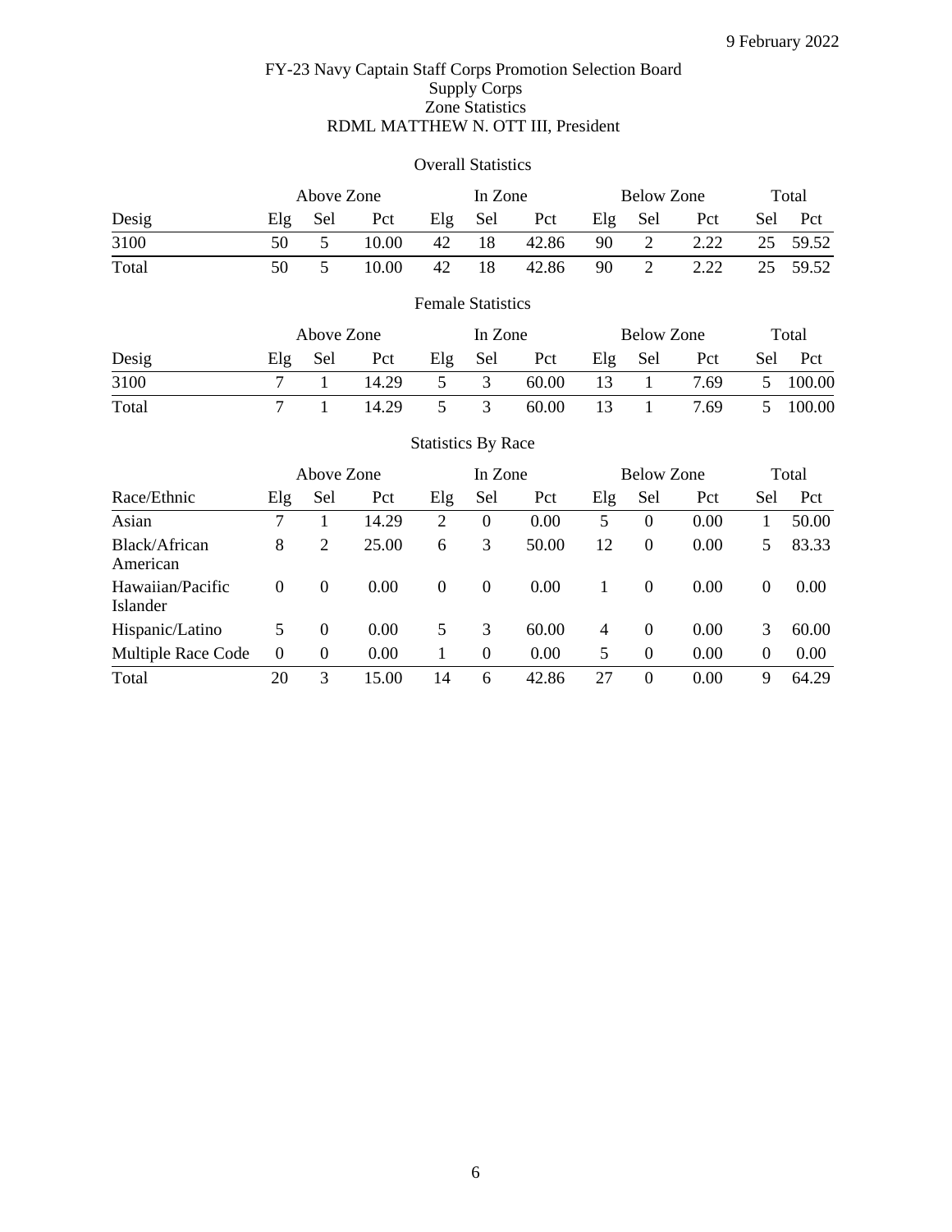9 February 2022

# FY-23 Navy Captain Staff Corps Promotion Selection Board
## Supply Corps
## Zone Statistics
## RDML MATTHEW N. OTT III, President

### Overall Statistics

| | Above Zone | | | In Zone | | | Below Zone | | | Total | |
|---|---|---|---|---|---|---|---|---|---|---|---|
| Desig | Elg | Sel | Pct | Elg | Sel | Pct | Elg | Sel | Pct | Sel | Pct |
| 3100 | 50 | 5 | 10.00 | 42 | 18 | 42.86 | 90 | 2 | 2.22 | 25 | 59.52 |
| Total | 50 | 5 | 10.00 | 42 | 18 | 42.86 | 90 | 2 | 2.22 | 25 | 59.52 |

### Female Statistics

| | Above Zone | | | In Zone | | | Below Zone | | | Total | |
|---|---|---|---|---|---|---|---|---|---|---|---|
| Desig | Elg | Sel | Pct | Elg | Sel | Pct | Elg | Sel | Pct | Sel | Pct |
| 3100 | 7 | 1 | 14.29 | 5 | 3 | 60.00 | 13 | 1 | 7.69 | 5 | 100.00 |
| Total | 7 | 1 | 14.29 | 5 | 3 | 60.00 | 13 | 1 | 7.69 | 5 | 100.00 |

### Statistics By Race

| | Above Zone | | | In Zone | | | Below Zone | | | Total | |
|---|---|---|---|---|---|---|---|---|---|---|---|
| Race/Ethnic | Elg | Sel | Pct | Elg | Sel | Pct | Elg | Sel | Pct | Sel | Pct |
| Asian | 7 | 1 | 14.29 | 2 | 0 | 0.00 | 5 | 0 | 0.00 | 1 | 50.00 |
| Black/African American | 8 | 2 | 25.00 | 6 | 3 | 50.00 | 12 | 0 | 0.00 | 5 | 83.33 |
| Hawaiian/Pacific Islander | 0 | 0 | 0.00 | 0 | 0 | 0.00 | 1 | 0 | 0.00 | 0 | 0.00 |
| Hispanic/Latino | 5 | 0 | 0.00 | 5 | 3 | 60.00 | 4 | 0 | 0.00 | 3 | 60.00 |
| Multiple Race Code | 0 | 0 | 0.00 | 1 | 0 | 0.00 | 5 | 0 | 0.00 | 0 | 0.00 |
| Total | 20 | 3 | 15.00 | 14 | 6 | 42.86 | 27 | 0 | 0.00 | 9 | 64.29 |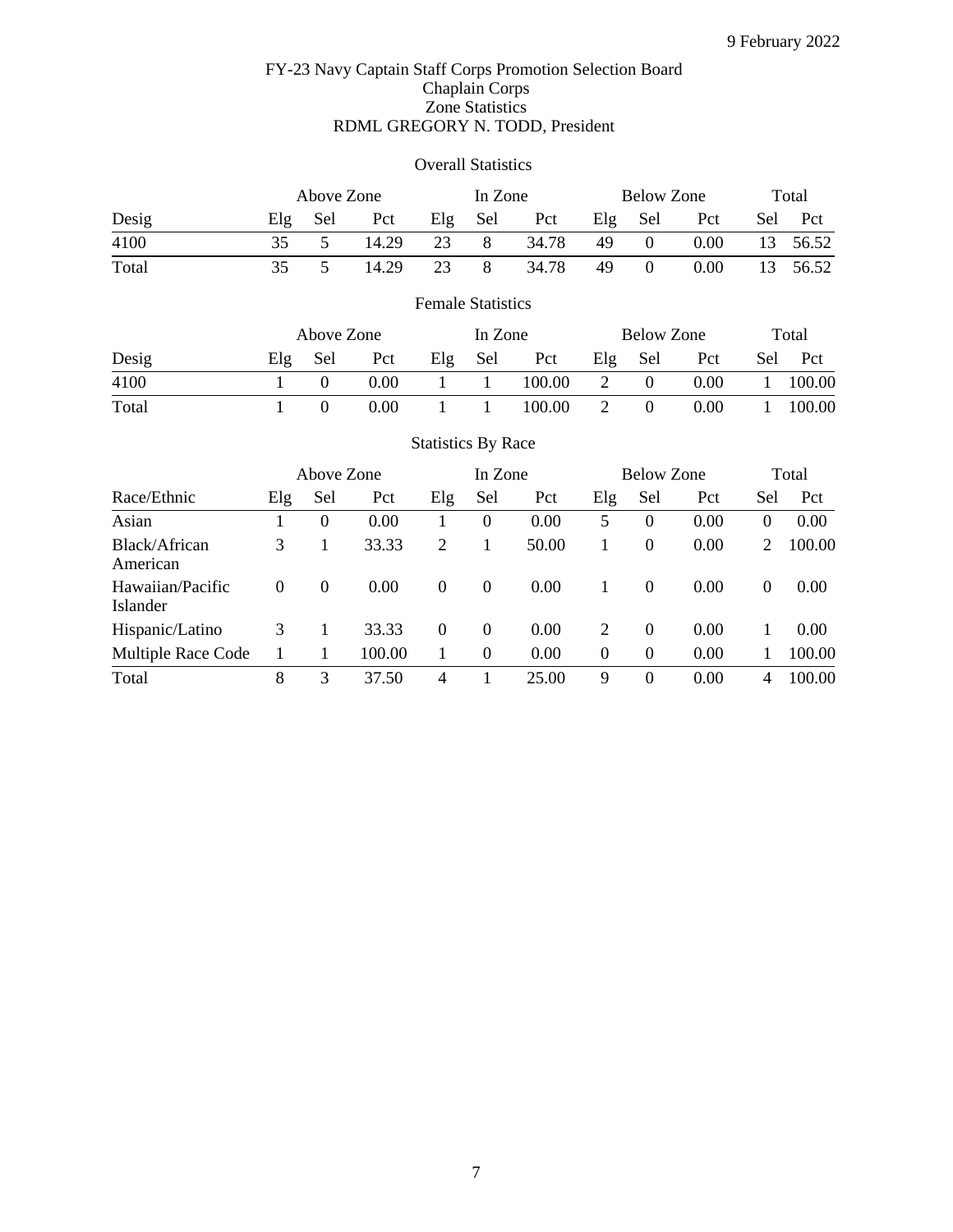9 February 2022

# FY-23 Navy Captain Staff Corps Promotion Selection Board
## Chaplain Corps
## Zone Statistics
## RDML GREGORY N. TODD, President

### Overall Statistics

| | Above Zone | | | In Zone | | | Below Zone | | | Total | |
|---|---|---|---|---|---|---|---|---|---|---|---|
| Desig | Elg | Sel | Pct | Elg | Sel | Pct | Elg | Sel | Pct | Sel | Pct |
| 4100 | 35 | 5 | 14.29 | 23 | 8 | 34.78 | 49 | 0 | 0.00 | 13 | 56.52 |
| Total | 35 | 5 | 14.29 | 23 | 8 | 34.78 | 49 | 0 | 0.00 | 13 | 56.52 |

### Female Statistics

| | Above Zone | | | In Zone | | | Below Zone | | | Total | |
|---|---|---|---|---|---|---|---|---|---|---|---|
| Desig | Elg | Sel | Pct | Elg | Sel | Pct | Elg | Sel | Pct | Sel | Pct |
| 4100 | 1 | 0 | 0.00 | 1 | 1 | 100.00 | 2 | 0 | 0.00 | 1 | 100.00 |
| Total | 1 | 0 | 0.00 | 1 | 1 | 100.00 | 2 | 0 | 0.00 | 1 | 100.00 |

### Statistics By Race

| | Above Zone | | | In Zone | | | Below Zone | | | Total | |
|---|---|---|---|---|---|---|---|---|---|---|---|
| Race/Ethnic | Elg | Sel | Pct | Elg | Sel | Pct | Elg | Sel | Pct | Sel | Pct |
| Asian | 1 | 0 | 0.00 | 1 | 0 | 0.00 | 5 | 0 | 0.00 | 0 | 0.00 |
| Black/African American | 3 | 1 | 33.33 | 2 | 1 | 50.00 | 1 | 0 | 0.00 | 2 | 100.00 |
| Hawaiian/Pacific Islander | 0 | 0 | 0.00 | 0 | 0 | 0.00 | 1 | 0 | 0.00 | 0 | 0.00 |
| Hispanic/Latino | 3 | 1 | 33.33 | 0 | 0 | 0.00 | 2 | 0 | 0.00 | 1 | 0.00 |
| Multiple Race Code | 1 | 1 | 100.00 | 1 | 0 | 0.00 | 0 | 0 | 0.00 | 1 | 100.00 |
| Total | 8 | 3 | 37.50 | 4 | 1 | 25.00 | 9 | 0 | 0.00 | 4 | 100.00 |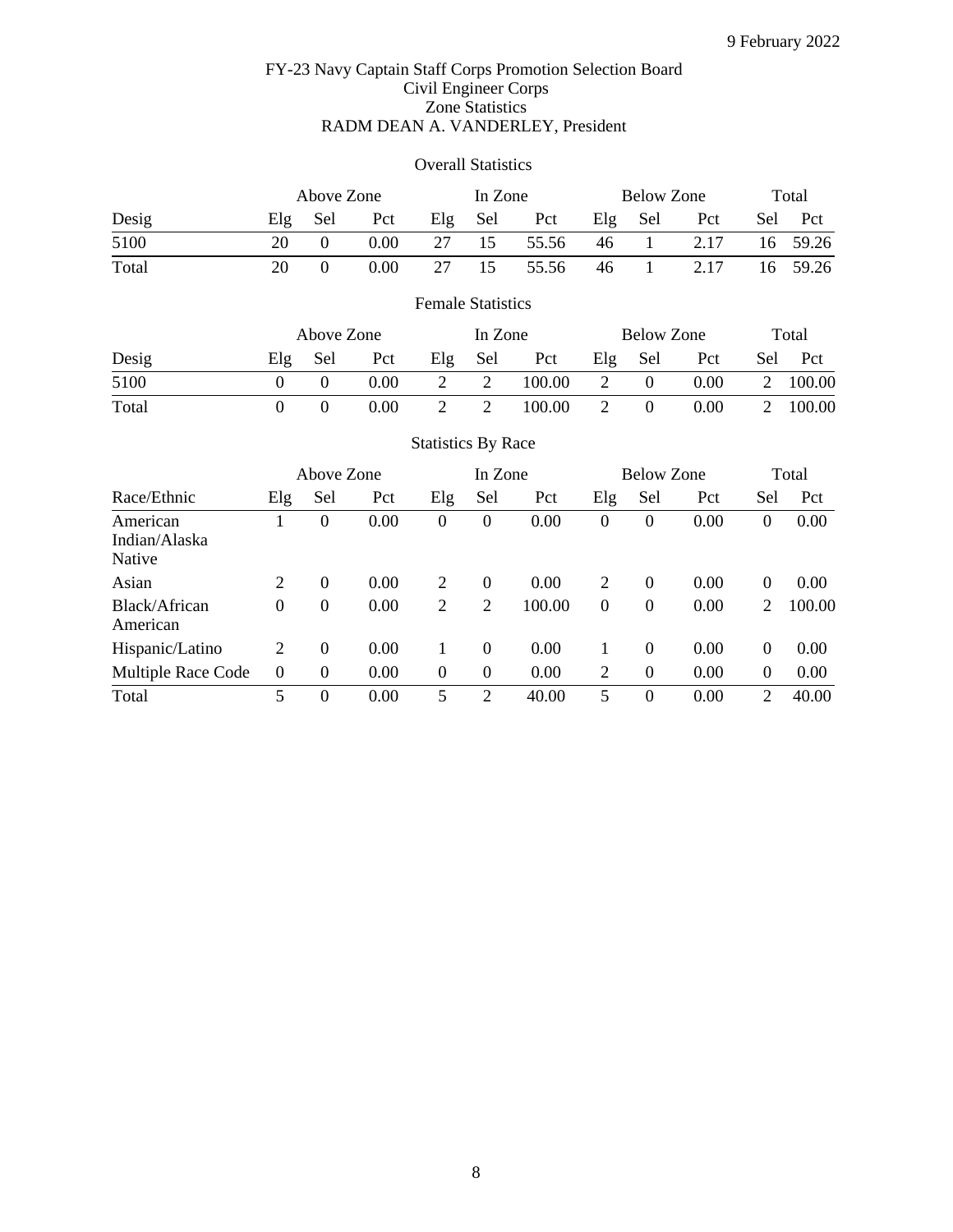9 February 2022

FY-23 Navy Captain Staff Corps Promotion Selection Board
Civil Engineer Corps
Zone Statistics
RADM DEAN A. VANDERLEY, President

Overall Statistics

| | Above Zone | | | In Zone | | | Below Zone | | | Total | |
|---|---|---|---|---|---|---|---|---|---|---|---|
| Desig | Elg | Sel | Pct | Elg | Sel | Pct | Elg | Sel | Pct | Sel | Pct |
| 5100 | 20 | 0 | 0.00 | 27 | 15 | 55.56 | 46 | 1 | 2.17 | 16 | 59.26 |
| Total | 20 | 0 | 0.00 | 27 | 15 | 55.56 | 46 | 1 | 2.17 | 16 | 59.26 |

Female Statistics

| | Above Zone | | | In Zone | | | Below Zone | | | Total | |
|---|---|---|---|---|---|---|---|---|---|---|---|
| Desig | Elg | Sel | Pct | Elg | Sel | Pct | Elg | Sel | Pct | Sel | Pct |
| 5100 | 0 | 0 | 0.00 | 2 | 2 | 100.00 | 2 | 0 | 0.00 | 2 | 100.00 |
| Total | 0 | 0 | 0.00 | 2 | 2 | 100.00 | 2 | 0 | 0.00 | 2 | 100.00 |

Statistics By Race

| | Above Zone | | | In Zone | | | Below Zone | | | Total | |
|---|---|---|---|---|---|---|---|---|---|---|---|
| Race/Ethnic | Elg | Sel | Pct | Elg | Sel | Pct | Elg | Sel | Pct | Sel | Pct |
| American Indian/Alaska Native | 1 | 0 | 0.00 | 0 | 0 | 0.00 | 0 | 0 | 0.00 | 0 | 0.00 |
| Asian | 2 | 0 | 0.00 | 2 | 0 | 0.00 | 2 | 0 | 0.00 | 0 | 0.00 |
| Black/African American | 0 | 0 | 0.00 | 2 | 2 | 100.00 | 0 | 0 | 0.00 | 2 | 100.00 |
| Hispanic/Latino | 2 | 0 | 0.00 | 1 | 0 | 0.00 | 1 | 0 | 0.00 | 0 | 0.00 |
| Multiple Race Code | 0 | 0 | 0.00 | 0 | 0 | 0.00 | 2 | 0 | 0.00 | 0 | 0.00 |
| Total | 5 | 0 | 0.00 | 5 | 2 | 40.00 | 5 | 0 | 0.00 | 2 | 40.00 |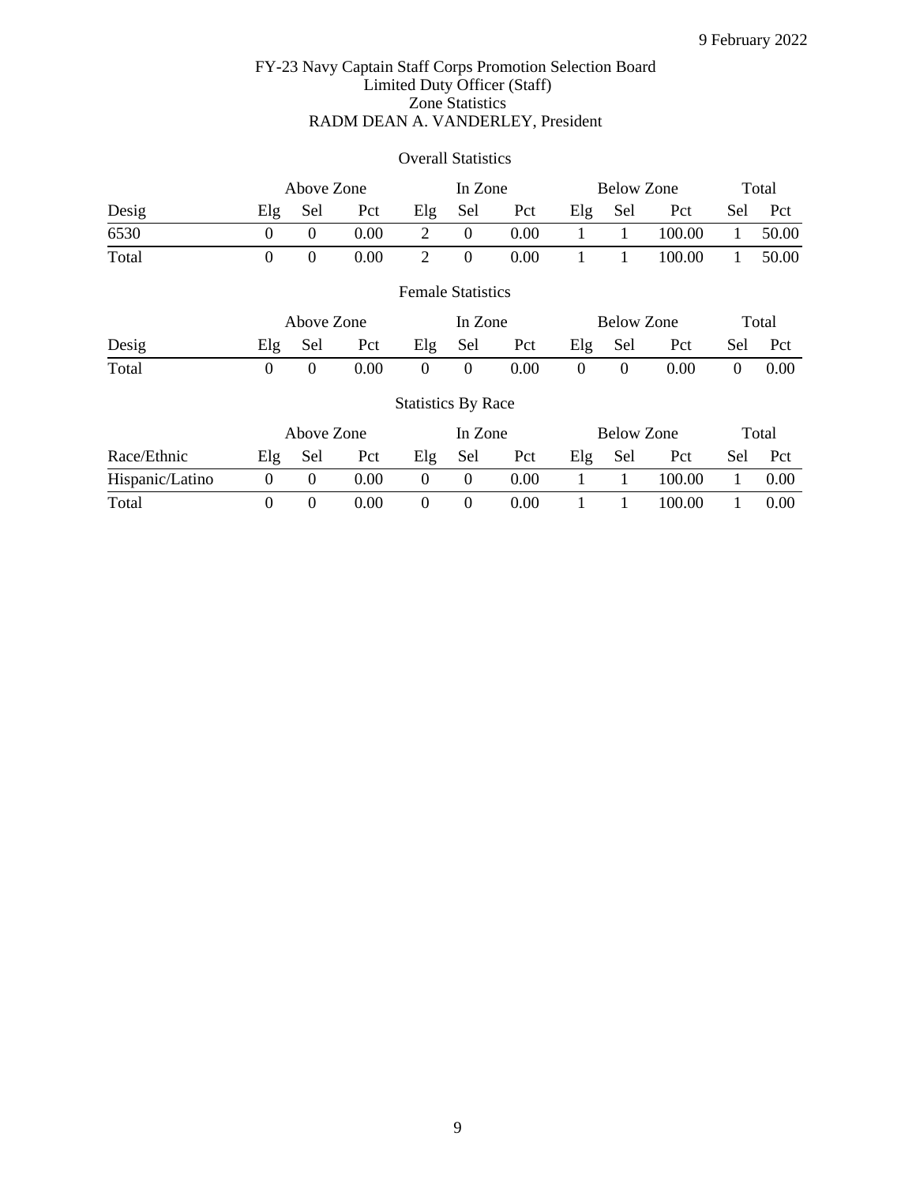9 February 2022

# FY-23 Navy Captain Staff Corps Promotion Selection Board
## Limited Duty Officer (Staff)
## Zone Statistics
## RADM DEAN A. VANDERLEY, President

### Overall Statistics

| | Above Zone | | | In Zone | | | Below Zone | | | Total | |
|---|---|---|---|---|---|---|---|---|---|---|---|
| Desig | Elg | Sel | Pct | Elg | Sel | Pct | Elg | Sel | Pct | Sel | Pct |
| 6530 | 0 | 0 | 0.00 | 2 | 0 | 0.00 | 1 | 1 | 100.00 | 1 | 50.00 |
| Total | 0 | 0 | 0.00 | 2 | 0 | 0.00 | 1 | 1 | 100.00 | 1 | 50.00 |

### Female Statistics

| | Above Zone | | | In Zone | | | Below Zone | | | Total | |
|---|---|---|---|---|---|---|---|---|---|---|---|
| Desig | Elg | Sel | Pct | Elg | Sel | Pct | Elg | Sel | Pct | Sel | Pct |
| Total | 0 | 0 | 0.00 | 0 | 0 | 0.00 | 0 | 0 | 0.00 | 0 | 0.00 |

### Statistics By Race

| | Above Zone | | | In Zone | | | Below Zone | | | Total | |
|---|---|---|---|---|---|---|---|---|---|---|---|
| Race/Ethnic | Elg | Sel | Pct | Elg | Sel | Pct | Elg | Sel | Pct | Sel | Pct |
| Hispanic/Latino | 0 | 0 | 0.00 | 0 | 0 | 0.00 | 1 | 1 | 100.00 | 1 | 0.00 |
| Total | 0 | 0 | 0.00 | 0 | 0 | 0.00 | 1 | 1 | 100.00 | 1 | 0.00 |